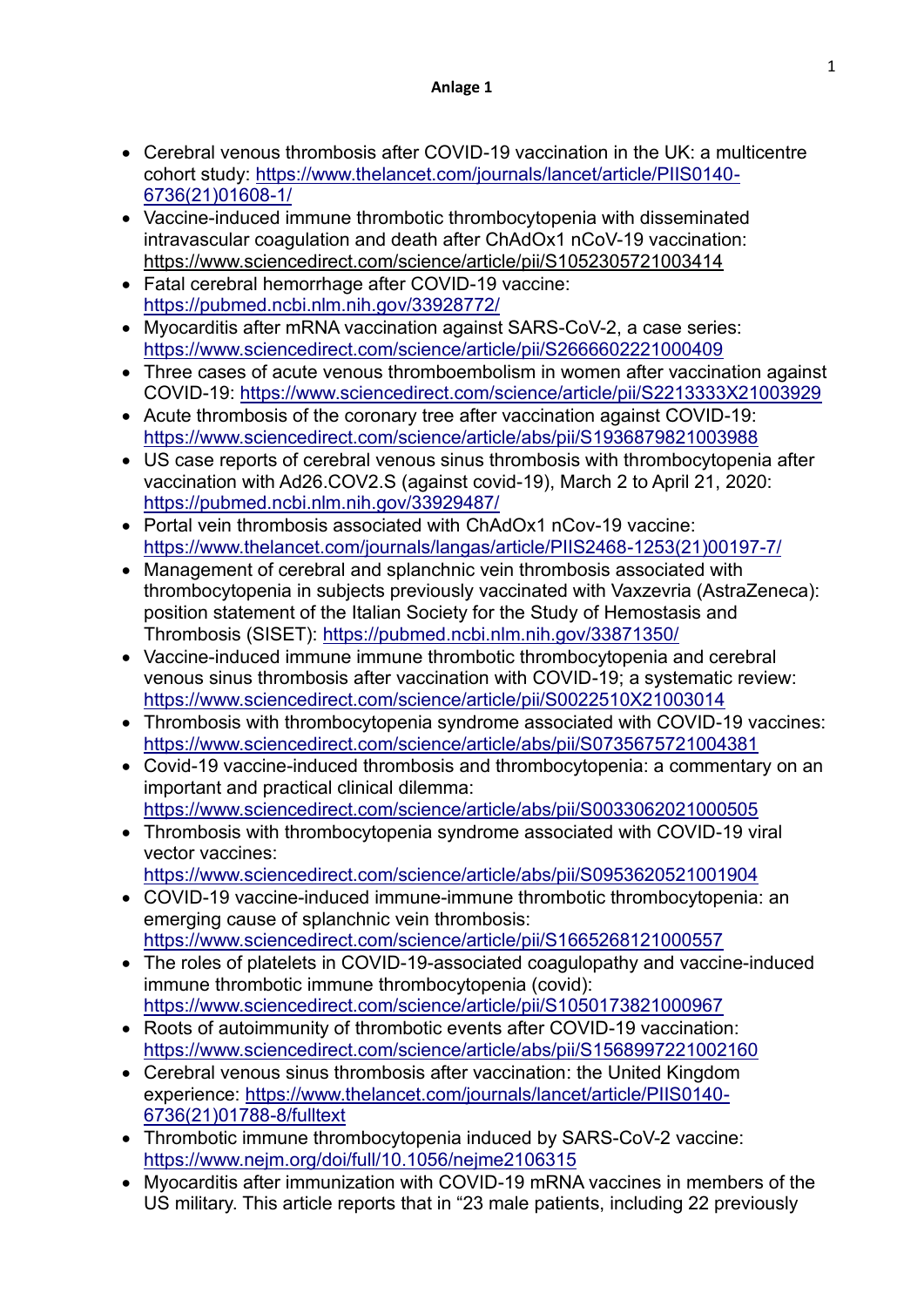**Anlage 1**

- Cerebral venous thrombosis after COVID-19 vaccination in the UK: a multicentre cohort study: https://www.thelancet.com/journals/lancet/article/PIIS0140-6736(21)01608-1/
- Vaccine-induced immune thrombotic thrombocytopenia with disseminated intravascular coagulation and death after ChAdOx1 nCoV-19 vaccination: https://www.sciencedirect.com/science/article/pii/S1052305721003414
- Fatal cerebral hemorrhage after COVID-19 vaccine: https://pubmed.ncbi.nlm.nih.gov/33928772/
- Myocarditis after mRNA vaccination against SARS-CoV-2, a case series: https://www.sciencedirect.com/science/article/pii/S2666602221000409
- Three cases of acute venous thromboembolism in women after vaccination against COVID-19: https://www.sciencedirect.com/science/article/pii/S2213333X21003929
- Acute thrombosis of the coronary tree after vaccination against COVID-19: https://www.sciencedirect.com/science/article/abs/pii/S1936879821003988
- US case reports of cerebral venous sinus thrombosis with thrombocytopenia after vaccination with Ad26.COV2.S (against covid-19), March 2 to April 21, 2020: https://pubmed.ncbi.nlm.nih.gov/33929487/
- Portal vein thrombosis associated with ChAdOx1 nCov-19 vaccine: https://www.thelancet.com/journals/langas/article/PIIS2468-1253(21)00197-7/
- Management of cerebral and splanchnic vein thrombosis associated with thrombocytopenia in subjects previously vaccinated with Vaxzevria (AstraZeneca): position statement of the Italian Society for the Study of Hemostasis and Thrombosis (SISET): https://pubmed.ncbi.nlm.nih.gov/33871350/
- Vaccine-induced immune immune thrombotic thrombocytopenia and cerebral venous sinus thrombosis after vaccination with COVID-19; a systematic review: https://www.sciencedirect.com/science/article/pii/S0022510X21003014
- Thrombosis with thrombocytopenia syndrome associated with COVID-19 vaccines: https://www.sciencedirect.com/science/article/abs/pii/S0735675721004381
- Covid-19 vaccine-induced thrombosis and thrombocytopenia: a commentary on an important and practical clinical dilemma: https://www.sciencedirect.com/science/article/abs/pii/S0033062021000505
- Thrombosis with thrombocytopenia syndrome associated with COVID-19 viral vector vaccines: https://www.sciencedirect.com/science/article/abs/pii/S0953620521001904
- COVID-19 vaccine-induced immune-immune thrombotic thrombocytopenia: an emerging cause of splanchnic vein thrombosis: https://www.sciencedirect.com/science/article/pii/S1665268121000557
- The roles of platelets in COVID-19-associated coagulopathy and vaccine-induced immune thrombotic immune thrombocytopenia (covid): https://www.sciencedirect.com/science/article/pii/S1050173821000967
- Roots of autoimmunity of thrombotic events after COVID-19 vaccination: https://www.sciencedirect.com/science/article/abs/pii/S1568997221002160
- Cerebral venous sinus thrombosis after vaccination: the United Kingdom experience: https://www.thelancet.com/journals/lancet/article/PIIS0140-6736(21)01788-8/fulltext
- Thrombotic immune thrombocytopenia induced by SARS-CoV-2 vaccine: https://www.nejm.org/doi/full/10.1056/nejme2106315
- Myocarditis after immunization with COVID-19 mRNA vaccines in members of the US military. This article reports that in "23 male patients, including 22 previously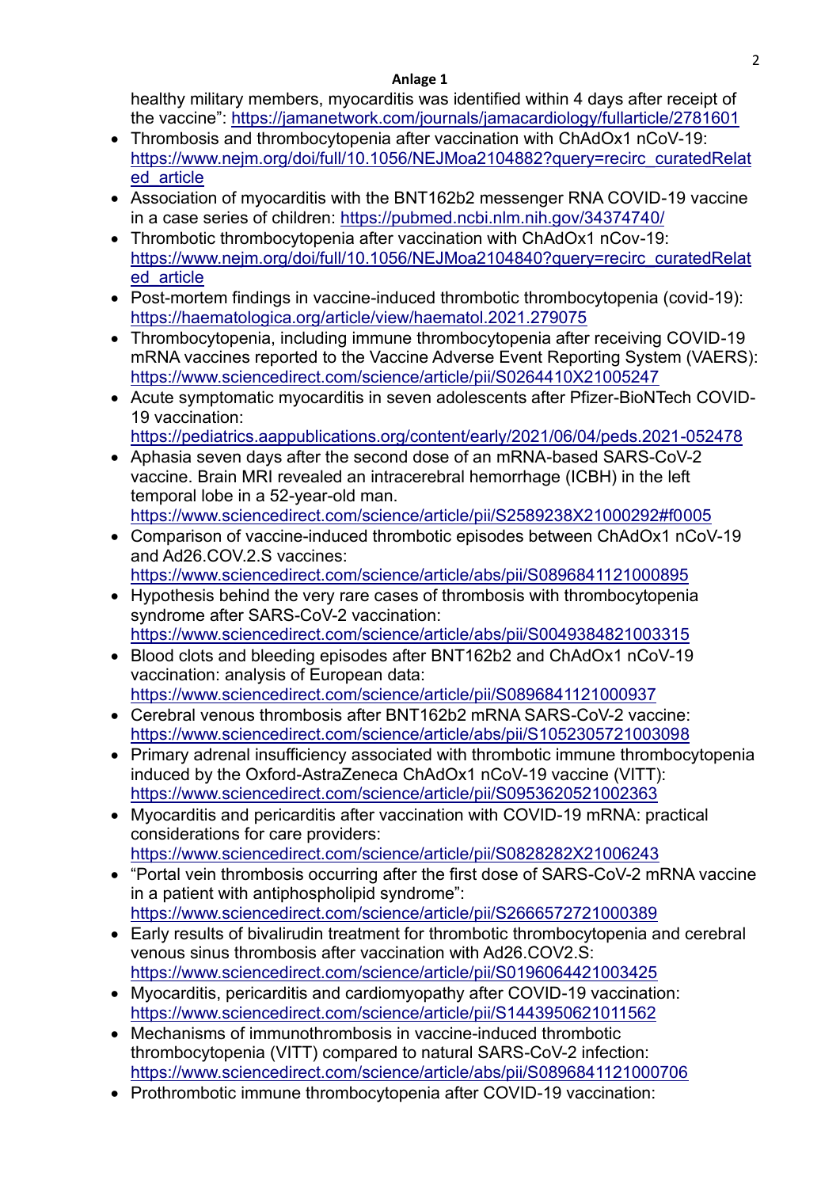**Anlage 1**

healthy military members, myocarditis was identified within 4 days after receipt of the vaccine": https://jamanetwork.com/journals/jamacardiology/fullarticle/2781601

- Thrombosis and thrombocytopenia after vaccination with ChAdOx1 nCoV-19: https://www.nejm.org/doi/full/10.1056/NEJMoa2104882?query=recirc_curatedRelated_article
- Association of myocarditis with the BNT162b2 messenger RNA COVID-19 vaccine in a case series of children: https://pubmed.ncbi.nlm.nih.gov/34374740/
- Thrombotic thrombocytopenia after vaccination with ChAdOx1 nCov-19: https://www.nejm.org/doi/full/10.1056/NEJMoa2104840?query=recirc_curatedRelated_article
- Post-mortem findings in vaccine-induced thrombotic thrombocytopenia (covid-19): https://haematologica.org/article/view/haematol.2021.279075
- Thrombocytopenia, including immune thrombocytopenia after receiving COVID-19 mRNA vaccines reported to the Vaccine Adverse Event Reporting System (VAERS): https://www.sciencedirect.com/science/article/pii/S0264410X21005247
- Acute symptomatic myocarditis in seven adolescents after Pfizer-BioNTech COVID-19 vaccination: https://pediatrics.aappublications.org/content/early/2021/06/04/peds.2021-052478
- Aphasia seven days after the second dose of an mRNA-based SARS-CoV-2 vaccine. Brain MRI revealed an intracerebral hemorrhage (ICBH) in the left temporal lobe in a 52-year-old man. https://www.sciencedirect.com/science/article/pii/S2589238X21000292#f0005
- Comparison of vaccine-induced thrombotic episodes between ChAdOx1 nCoV-19 and Ad26.COV.2.S vaccines: https://www.sciencedirect.com/science/article/abs/pii/S0896841121000895
- Hypothesis behind the very rare cases of thrombosis with thrombocytopenia syndrome after SARS-CoV-2 vaccination: https://www.sciencedirect.com/science/article/abs/pii/S0049384821003315
- Blood clots and bleeding episodes after BNT162b2 and ChAdOx1 nCoV-19 vaccination: analysis of European data: https://www.sciencedirect.com/science/article/pii/S0896841121000937
- Cerebral venous thrombosis after BNT162b2 mRNA SARS-CoV-2 vaccine: https://www.sciencedirect.com/science/article/abs/pii/S1052305721003098
- Primary adrenal insufficiency associated with thrombotic immune thrombocytopenia induced by the Oxford-AstraZeneca ChAdOx1 nCoV-19 vaccine (VITT): https://www.sciencedirect.com/science/article/pii/S0953620521002363
- Myocarditis and pericarditis after vaccination with COVID-19 mRNA: practical considerations for care providers: https://www.sciencedirect.com/science/article/pii/S0828282X21006243
- "Portal vein thrombosis occurring after the first dose of SARS-CoV-2 mRNA vaccine in a patient with antiphospholipid syndrome": https://www.sciencedirect.com/science/article/pii/S2666572721000389
- Early results of bivalirudin treatment for thrombotic thrombocytopenia and cerebral venous sinus thrombosis after vaccination with Ad26.COV2.S: https://www.sciencedirect.com/science/article/pii/S0196064421003425
- Myocarditis, pericarditis and cardiomyopathy after COVID-19 vaccination: https://www.sciencedirect.com/science/article/pii/S1443950621011562
- Mechanisms of immunothrombosis in vaccine-induced thrombotic thrombocytopenia (VITT) compared to natural SARS-CoV-2 infection: https://www.sciencedirect.com/science/article/abs/pii/S0896841121000706
- Prothrombotic immune thrombocytopenia after COVID-19 vaccination: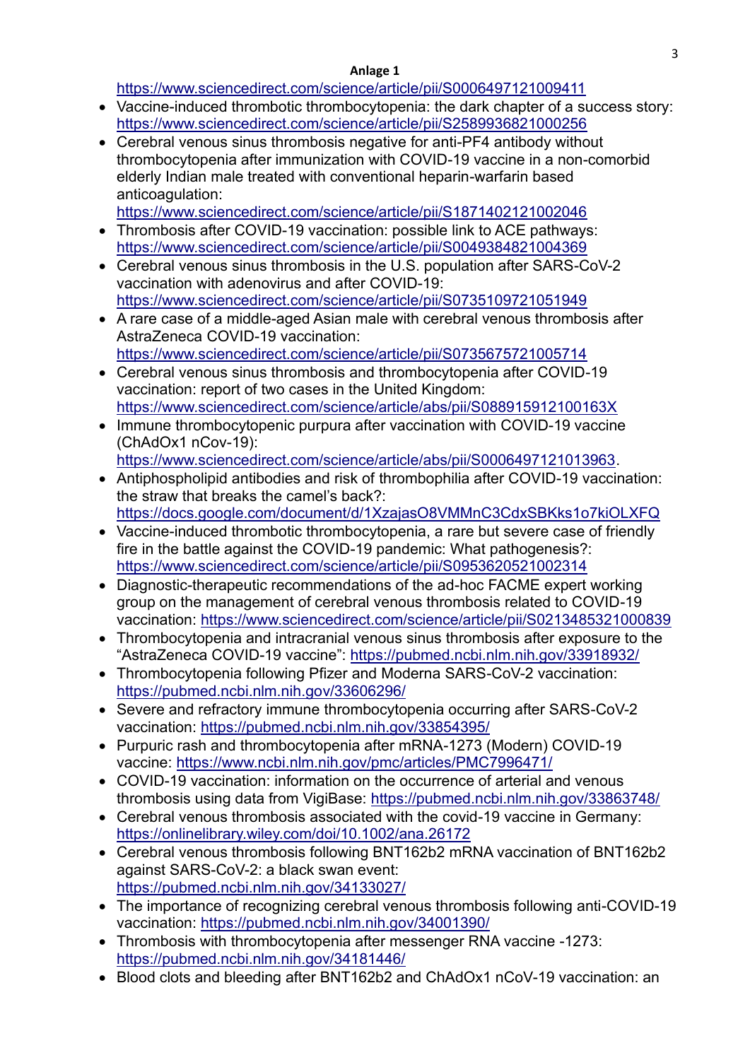**Anlage 1**

https://www.sciencedirect.com/science/article/pii/S0006497121009411

- Vaccine-induced thrombotic thrombocytopenia: the dark chapter of a success story: https://www.sciencedirect.com/science/article/pii/S2589936821000256
- Cerebral venous sinus thrombosis negative for anti-PF4 antibody without thrombocytopenia after immunization with COVID-19 vaccine in a non-comorbid elderly Indian male treated with conventional heparin-warfarin based anticoagulation: https://www.sciencedirect.com/science/article/pii/S1871402121002046
- Thrombosis after COVID-19 vaccination: possible link to ACE pathways: https://www.sciencedirect.com/science/article/pii/S0049384821004369
- Cerebral venous sinus thrombosis in the U.S. population after SARS-CoV-2 vaccination with adenovirus and after COVID-19: https://www.sciencedirect.com/science/article/pii/S0735109721051949
- A rare case of a middle-aged Asian male with cerebral venous thrombosis after AstraZeneca COVID-19 vaccination: https://www.sciencedirect.com/science/article/pii/S0735675721005714
- Cerebral venous sinus thrombosis and thrombocytopenia after COVID-19 vaccination: report of two cases in the United Kingdom: https://www.sciencedirect.com/science/article/abs/pii/S088915912100163X
- Immune thrombocytopenic purpura after vaccination with COVID-19 vaccine (ChAdOx1 nCov-19): https://www.sciencedirect.com/science/article/abs/pii/S0006497121013963.
- Antiphospholipid antibodies and risk of thrombophilia after COVID-19 vaccination: the straw that breaks the camel's back?: https://docs.google.com/document/d/1XzajasO8VMMnC3CdxSBKks1o7kiOLXFQ
- Vaccine-induced thrombotic thrombocytopenia, a rare but severe case of friendly fire in the battle against the COVID-19 pandemic: What pathogenesis?: https://www.sciencedirect.com/science/article/pii/S0953620521002314
- Diagnostic-therapeutic recommendations of the ad-hoc FACME expert working group on the management of cerebral venous thrombosis related to COVID-19 vaccination: https://www.sciencedirect.com/science/article/pii/S0213485321000839
- Thrombocytopenia and intracranial venous sinus thrombosis after exposure to the "AstraZeneca COVID-19 vaccine": https://pubmed.ncbi.nlm.nih.gov/33918932/
- Thrombocytopenia following Pfizer and Moderna SARS-CoV-2 vaccination: https://pubmed.ncbi.nlm.nih.gov/33606296/
- Severe and refractory immune thrombocytopenia occurring after SARS-CoV-2 vaccination: https://pubmed.ncbi.nlm.nih.gov/33854395/
- Purpuric rash and thrombocytopenia after mRNA-1273 (Modern) COVID-19 vaccine: https://www.ncbi.nlm.nih.gov/pmc/articles/PMC7996471/
- COVID-19 vaccination: information on the occurrence of arterial and venous thrombosis using data from VigiBase: https://pubmed.ncbi.nlm.nih.gov/33863748/
- Cerebral venous thrombosis associated with the covid-19 vaccine in Germany: https://onlinelibrary.wiley.com/doi/10.1002/ana.26172
- Cerebral venous thrombosis following BNT162b2 mRNA vaccination of BNT162b2 against SARS-CoV-2: a black swan event: https://pubmed.ncbi.nlm.nih.gov/34133027/
- The importance of recognizing cerebral venous thrombosis following anti-COVID-19 vaccination: https://pubmed.ncbi.nlm.nih.gov/34001390/
- Thrombosis with thrombocytopenia after messenger RNA vaccine -1273: https://pubmed.ncbi.nlm.nih.gov/34181446/
- Blood clots and bleeding after BNT162b2 and ChAdOx1 nCoV-19 vaccination: an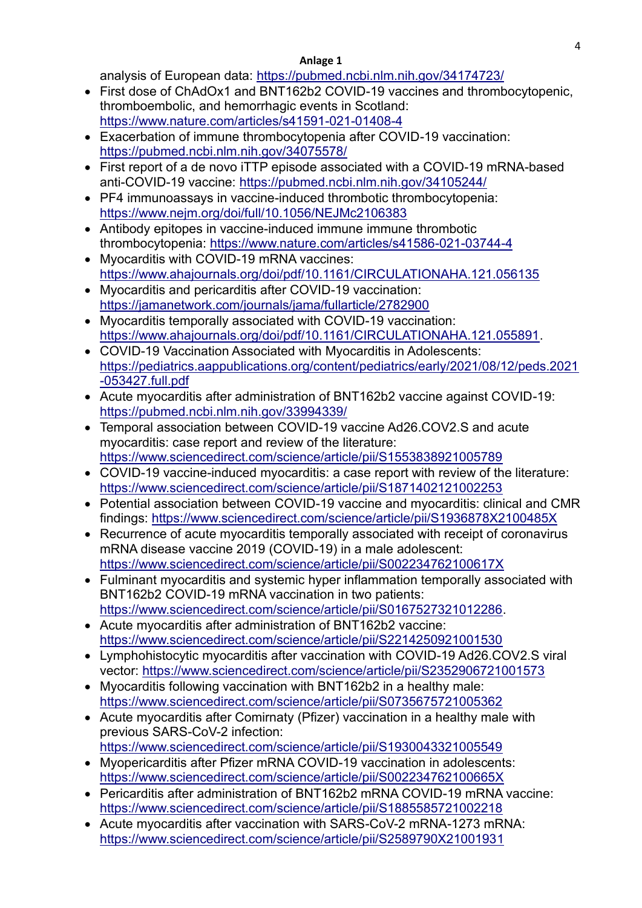analysis of European data: https://pubmed.ncbi.nlm.nih.gov/34174723/

- First dose of ChAdOx1 and BNT162b2 COVID-19 vaccines and thrombocytopenic, thromboembolic, and hemorrhagic events in Scotland: https://www.nature.com/articles/s41591-021-01408-4
- Exacerbation of immune thrombocytopenia after COVID-19 vaccination: https://pubmed.ncbi.nlm.nih.gov/34075578/
- First report of a de novo iTTP episode associated with a COVID-19 mRNA-based anti-COVID-19 vaccine: https://pubmed.ncbi.nlm.nih.gov/34105244/
- PF4 immunoassays in vaccine-induced thrombotic thrombocytopenia: https://www.nejm.org/doi/full/10.1056/NEJMc2106383
- Antibody epitopes in vaccine-induced immune immune thrombotic thrombocytopenia: https://www.nature.com/articles/s41586-021-03744-4
- Myocarditis with COVID-19 mRNA vaccines: https://www.ahajournals.org/doi/pdf/10.1161/CIRCULATIONAHA.121.056135
- Myocarditis and pericarditis after COVID-19 vaccination: https://jamanetwork.com/journals/jama/fullarticle/2782900
- Myocarditis temporally associated with COVID-19 vaccination: https://www.ahajournals.org/doi/pdf/10.1161/CIRCULATIONAHA.121.055891.
- COVID-19 Vaccination Associated with Myocarditis in Adolescents: https://pediatrics.aappublications.org/content/pediatrics/early/2021/08/12/peds.2021-053427.full.pdf
- Acute myocarditis after administration of BNT162b2 vaccine against COVID-19: https://pubmed.ncbi.nlm.nih.gov/33994339/
- Temporal association between COVID-19 vaccine Ad26.COV2.S and acute myocarditis: case report and review of the literature: https://www.sciencedirect.com/science/article/pii/S1553838921005789
- COVID-19 vaccine-induced myocarditis: a case report with review of the literature: https://www.sciencedirect.com/science/article/pii/S1871402121002253
- Potential association between COVID-19 vaccine and myocarditis: clinical and CMR findings: https://www.sciencedirect.com/science/article/pii/S1936878X2100485X
- Recurrence of acute myocarditis temporally associated with receipt of coronavirus mRNA disease vaccine 2019 (COVID-19) in a male adolescent: https://www.sciencedirect.com/science/article/pii/S002234762100617X
- Fulminant myocarditis and systemic hyper inflammation temporally associated with BNT162b2 COVID-19 mRNA vaccination in two patients: https://www.sciencedirect.com/science/article/pii/S0167527321012286.
- Acute myocarditis after administration of BNT162b2 vaccine: https://www.sciencedirect.com/science/article/pii/S2214250921001530
- Lymphohistocytic myocarditis after vaccination with COVID-19 Ad26.COV2.S viral vector: https://www.sciencedirect.com/science/article/pii/S2352906721001573
- Myocarditis following vaccination with BNT162b2 in a healthy male: https://www.sciencedirect.com/science/article/pii/S0735675721005362
- Acute myocarditis after Comirnaty (Pfizer) vaccination in a healthy male with previous SARS-CoV-2 infection: https://www.sciencedirect.com/science/article/pii/S1930043321005549
- Myopericarditis after Pfizer mRNA COVID-19 vaccination in adolescents: https://www.sciencedirect.com/science/article/pii/S002234762100665X
- Pericarditis after administration of BNT162b2 mRNA COVID-19 mRNA vaccine: https://www.sciencedirect.com/science/article/pii/S1885585721002218
- Acute myocarditis after vaccination with SARS-CoV-2 mRNA-1273 mRNA: https://www.sciencedirect.com/science/article/pii/S2589790X21001931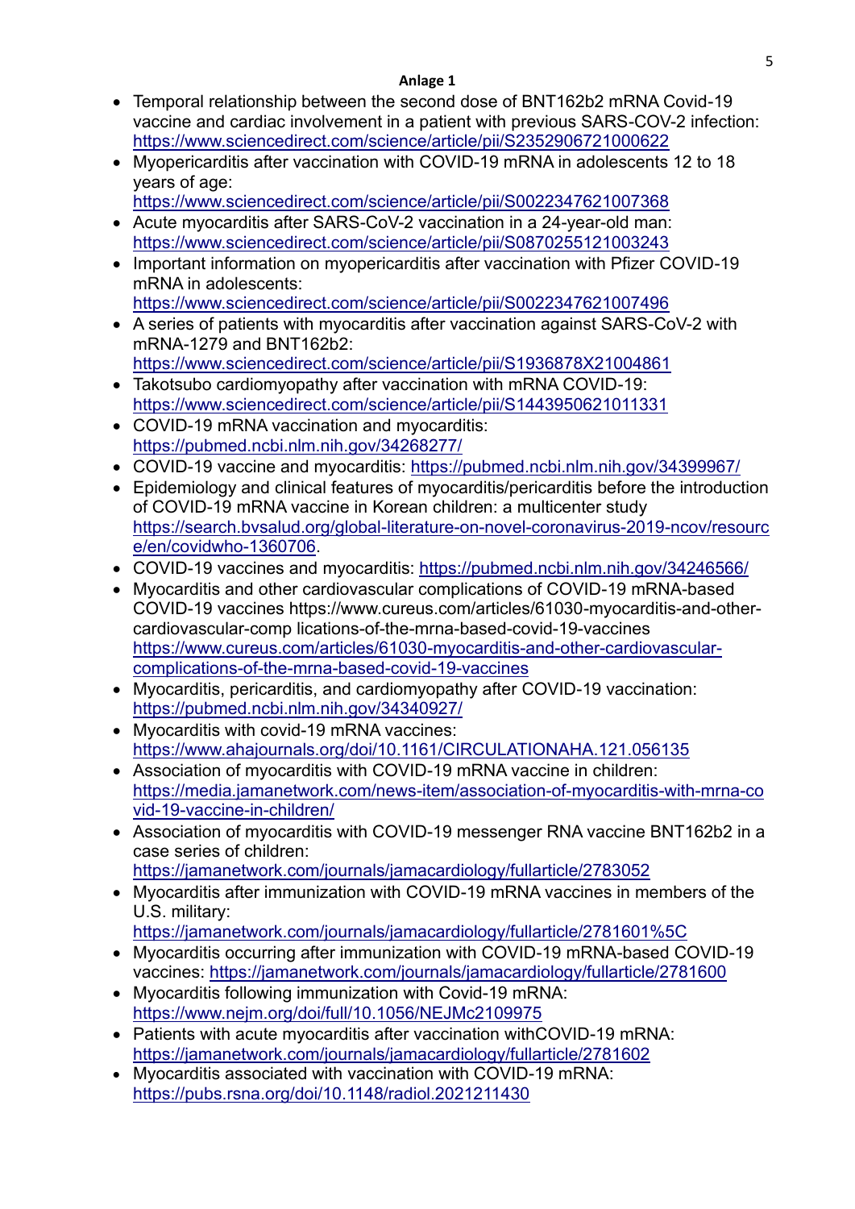**Anlage 1**

- Temporal relationship between the second dose of BNT162b2 mRNA Covid-19 vaccine and cardiac involvement in a patient with previous SARS-COV-2 infection: https://www.sciencedirect.com/science/article/pii/S2352906721000622
- Myopericarditis after vaccination with COVID-19 mRNA in adolescents 12 to 18 years of age: https://www.sciencedirect.com/science/article/pii/S0022347621007368
- Acute myocarditis after SARS-CoV-2 vaccination in a 24-year-old man: https://www.sciencedirect.com/science/article/pii/S0870255121003243
- Important information on myopericarditis after vaccination with Pfizer COVID-19 mRNA in adolescents: https://www.sciencedirect.com/science/article/pii/S0022347621007496
- A series of patients with myocarditis after vaccination against SARS-CoV-2 with mRNA-1279 and BNT162b2: https://www.sciencedirect.com/science/article/pii/S1936878X21004861
- Takotsubo cardiomyopathy after vaccination with mRNA COVID-19: https://www.sciencedirect.com/science/article/pii/S1443950621011331
- COVID-19 mRNA vaccination and myocarditis: https://pubmed.ncbi.nlm.nih.gov/34268277/
- COVID-19 vaccine and myocarditis: https://pubmed.ncbi.nlm.nih.gov/34399967/
- Epidemiology and clinical features of myocarditis/pericarditis before the introduction of COVID-19 mRNA vaccine in Korean children: a multicenter study https://search.bvsalud.org/global-literature-on-novel-coronavirus-2019-ncov/resource/en/covidwho-1360706.
- COVID-19 vaccines and myocarditis: https://pubmed.ncbi.nlm.nih.gov/34246566/
- Myocarditis and other cardiovascular complications of COVID-19 mRNA-based COVID-19 vaccines https://www.cureus.com/articles/61030-myocarditis-and-other-cardiovascular-comp lications-of-the-mrna-based-covid-19-vaccines https://www.cureus.com/articles/61030-myocarditis-and-other-cardiovascular-complications-of-the-mrna-based-covid-19-vaccines
- Myocarditis, pericarditis, and cardiomyopathy after COVID-19 vaccination: https://pubmed.ncbi.nlm.nih.gov/34340927/
- Myocarditis with covid-19 mRNA vaccines: https://www.ahajournals.org/doi/10.1161/CIRCULATIONAHA.121.056135
- Association of myocarditis with COVID-19 mRNA vaccine in children: https://media.jamanetwork.com/news-item/association-of-myocarditis-with-mrna-covid-19-vaccine-in-children/
- Association of myocarditis with COVID-19 messenger RNA vaccine BNT162b2 in a case series of children: https://jamanetwork.com/journals/jamacardiology/fullarticle/2783052
- Myocarditis after immunization with COVID-19 mRNA vaccines in members of the U.S. military: https://jamanetwork.com/journals/jamacardiology/fullarticle/2781601%5C
- Myocarditis occurring after immunization with COVID-19 mRNA-based COVID-19 vaccines: https://jamanetwork.com/journals/jamacardiology/fullarticle/2781600
- Myocarditis following immunization with Covid-19 mRNA: https://www.nejm.org/doi/full/10.1056/NEJMc2109975
- Patients with acute myocarditis after vaccination withCOVID-19 mRNA: https://jamanetwork.com/journals/jamacardiology/fullarticle/2781602
- Myocarditis associated with vaccination with COVID-19 mRNA: https://pubs.rsna.org/doi/10.1148/radiol.2021211430